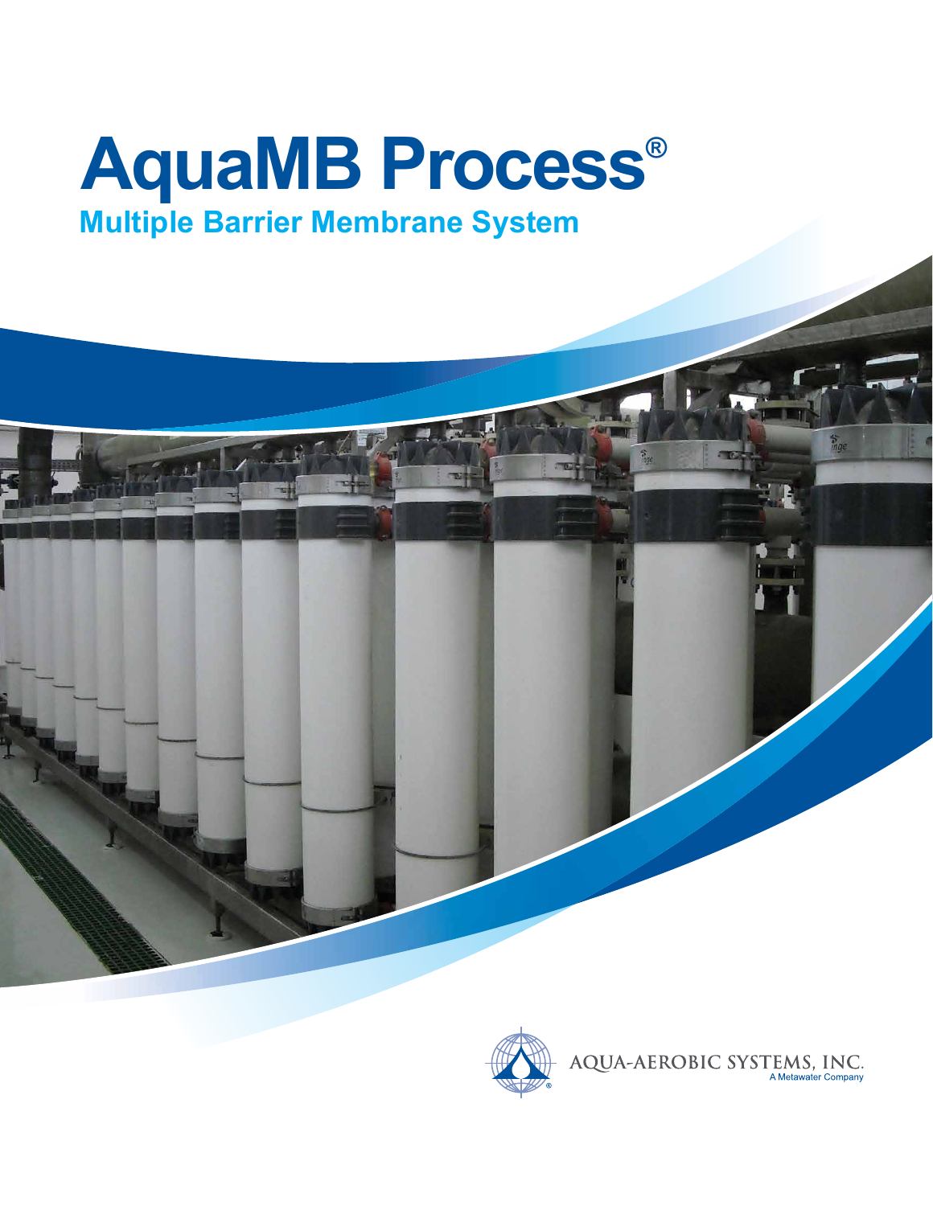# AquaMB Process®

## Multiple Barrier Membrane System

AQUA-AEROBIC SYSTEMS, INC.
A Metawater Company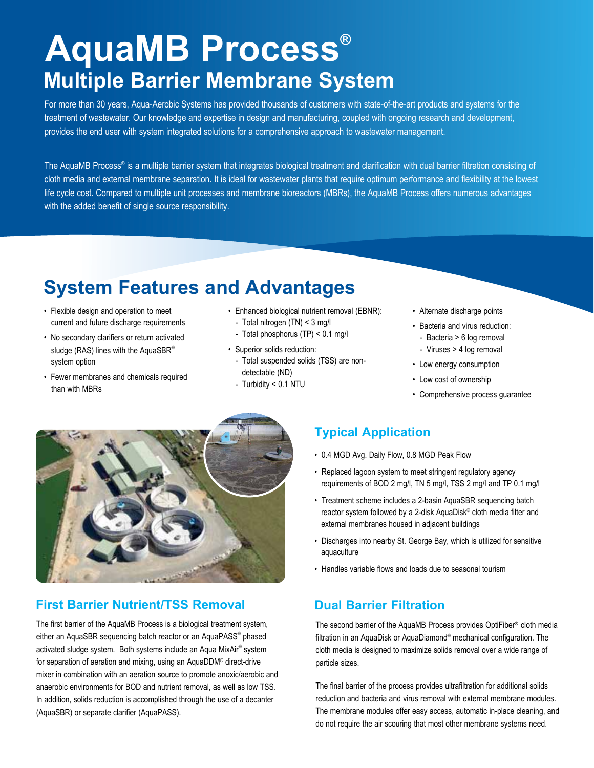# AquaMB Process®

## Multiple Barrier Membrane System

For more than 30 years, Aqua-Aerobic Systems has provided thousands of customers with state-of-the-art products and systems for the treatment of wastewater. Our knowledge and expertise in design and manufacturing, coupled with ongoing research and development, provides the end user with system integrated solutions for a comprehensive approach to wastewater management.

The AquaMB Process® is a multiple barrier system that integrates biological treatment and clarification with dual barrier filtration consisting of cloth media and external membrane separation. It is ideal for wastewater plants that require optimum performance and flexibility at the lowest life cycle cost. Compared to multiple unit processes and membrane bioreactors (MBRs), the AquaMB Process offers numerous advantages with the added benefit of single source responsibility.

## System Features and Advantages

- Flexible design and operation to meet current and future discharge requirements
- No secondary clarifiers or return activated sludge (RAS) lines with the AquaSBR® system option
- Fewer membranes and chemicals required than with MBRs
- Enhanced biological nutrient removal (EBNR):
  - Total nitrogen (TN) < 3 mg/l
  - Total phosphorus (TP) < 0.1 mg/l
- Superior solids reduction:
  - Total suspended solids (TSS) are non-detectable (ND)
  - Turbidity < 0.1 NTU
- Alternate discharge points
- Bacteria and virus reduction:
  - Bacteria > 6 log removal
  - Viruses > 4 log removal
- Low energy consumption
- Low cost of ownership
- Comprehensive process guarantee

## Typical Application

- 0.4 MGD Avg. Daily Flow, 0.8 MGD Peak Flow
- Replaced lagoon system to meet stringent regulatory agency requirements of BOD 2 mg/l, TN 5 mg/l, TSS 2 mg/l and TP 0.1 mg/l
- Treatment scheme includes a 2-basin AquaSBR sequencing batch reactor system followed by a 2-disk AquaDisk® cloth media filter and external membranes housed in adjacent buildings
- Discharges into nearby St. George Bay, which is utilized for sensitive aquaculture
- Handles variable flows and loads due to seasonal tourism

## First Barrier Nutrient/TSS Removal

The first barrier of the AquaMB Process is a biological treatment system, either an AquaSBR sequencing batch reactor or an AquaPASS® phased activated sludge system. Both systems include an Aqua MixAir® system for separation of aeration and mixing, using an AquaDDM® direct-drive mixer in combination with an aeration source to promote anoxic/aerobic and anaerobic environments for BOD and nutrient removal, as well as low TSS. In addition, solids reduction is accomplished through the use of a decanter (AquaSBR) or separate clarifier (AquaPASS).

## Dual Barrier Filtration

The second barrier of the AquaMB Process provides OptiFiber® cloth media filtration in an AquaDisk or AquaDiamond® mechanical configuration. The cloth media is designed to maximize solids removal over a wide range of particle sizes.

The final barrier of the process provides ultrafiltration for additional solids reduction and bacteria and virus removal with external membrane modules. The membrane modules offer easy access, automatic in-place cleaning, and do not require the air scouring that most other membrane systems need.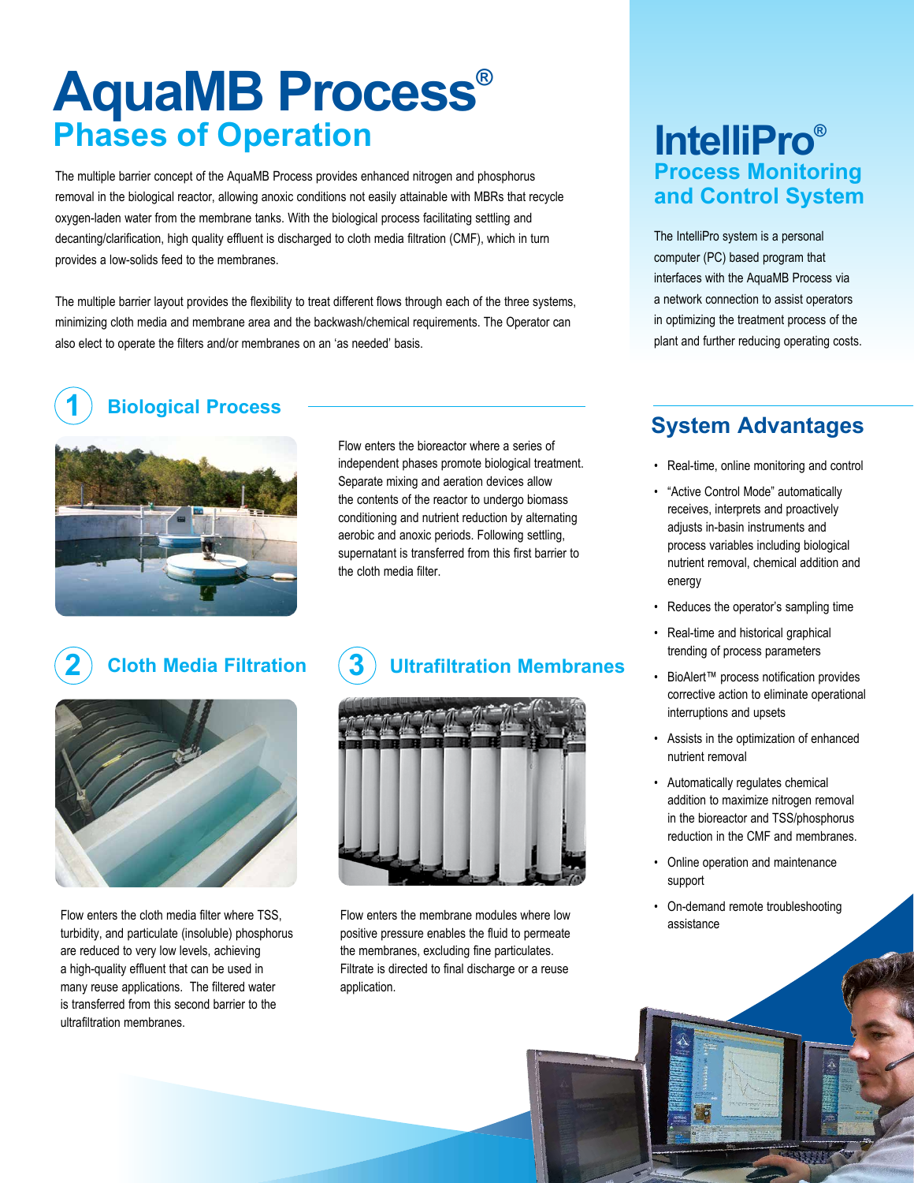# AquaMB Process®

## Phases of Operation

The multiple barrier concept of the AquaMB Process provides enhanced nitrogen and phosphorus removal in the biological reactor, allowing anoxic conditions not easily attainable with MBRs that recycle oxygen-laden water from the membrane tanks. With the biological process facilitating settling and decanting/clarification, high quality effluent is discharged to cloth media filtration (CMF), which in turn provides a low-solids feed to the membranes.

The multiple barrier layout provides the flexibility to treat different flows through each of the three systems, minimizing cloth media and membrane area and the backwash/chemical requirements. The Operator can also elect to operate the filters and/or membranes on an 'as needed' basis.

### 1 Biological Process

Flow enters the bioreactor where a series of independent phases promote biological treatment. Separate mixing and aeration devices allow the contents of the reactor to undergo biomass conditioning and nutrient reduction by alternating aerobic and anoxic periods. Following settling, supernatant is transferred from this first barrier to the cloth media filter.

### 2 Cloth Media Filtration

Flow enters the cloth media filter where TSS, turbidity, and particulate (insoluble) phosphorus are reduced to very low levels, achieving a high-quality effluent that can be used in many reuse applications. The filtered water is transferred from this second barrier to the ultrafiltration membranes.

### 3 Ultrafiltration Membranes

Flow enters the membrane modules where low positive pressure enables the fluid to permeate the membranes, excluding fine particulates. Filtrate is directed to final discharge or a reuse application.

# IntelliPro®

## Process Monitoring and Control System

The IntelliPro system is a personal computer (PC) based program that interfaces with the AquaMB Process via a network connection to assist operators in optimizing the treatment process of the plant and further reducing operating costs.

## System Advantages

- Real-time, online monitoring and control
- "Active Control Mode" automatically receives, interprets and proactively adjusts in-basin instruments and process variables including biological nutrient removal, chemical addition and energy
- Reduces the operator's sampling time
- Real-time and historical graphical trending of process parameters
- BioAlert™ process notification provides corrective action to eliminate operational interruptions and upsets
- Assists in the optimization of enhanced nutrient removal
- Automatically regulates chemical addition to maximize nitrogen removal in the bioreactor and TSS/phosphorus reduction in the CMF and membranes.
- Online operation and maintenance support
- On-demand remote troubleshooting assistance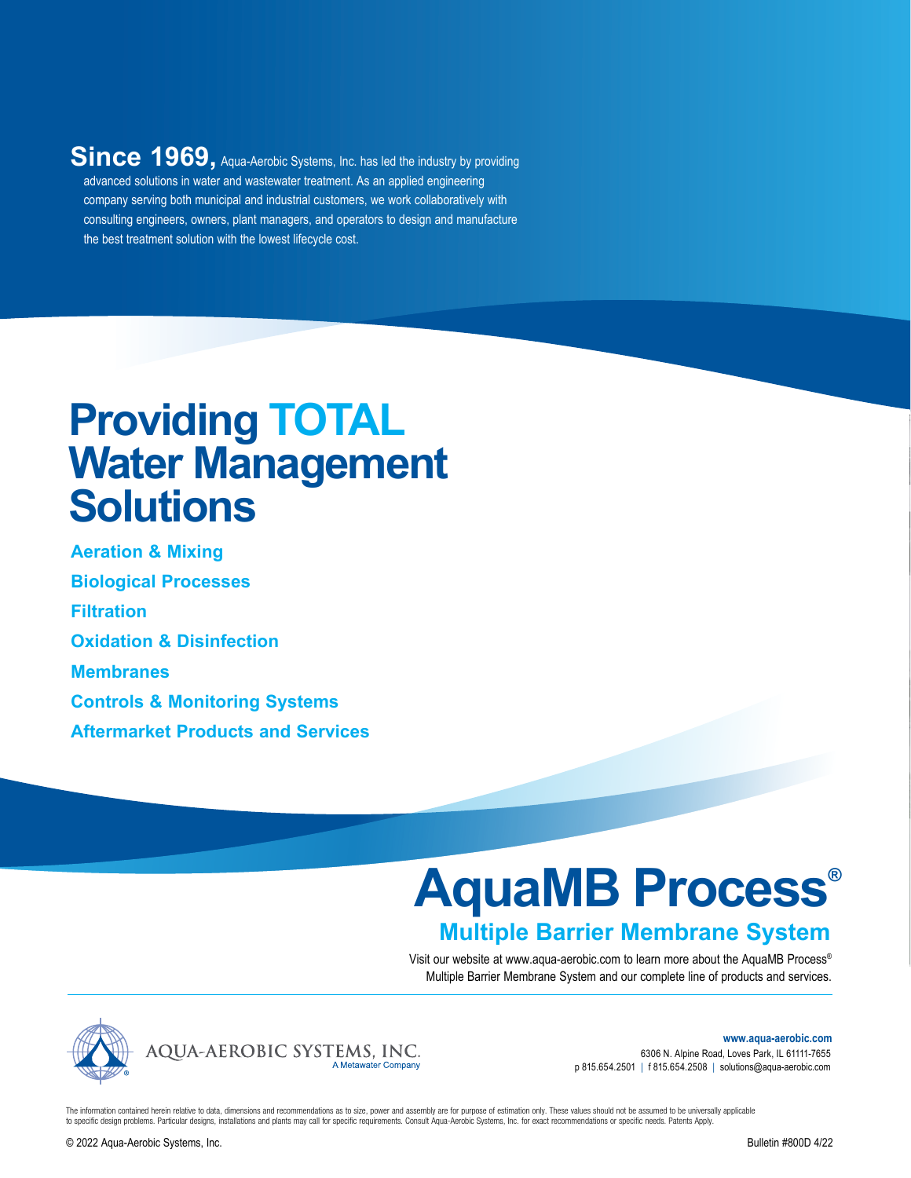**Since 1969,** Aqua-Aerobic Systems, Inc. has led the industry by providing advanced solutions in water and wastewater treatment. As an applied engineering company serving both municipal and industrial customers, we work collaboratively with consulting engineers, owners, plant managers, and operators to design and manufacture the best treatment solution with the lowest lifecycle cost.

# Providing TOTAL Water Management Solutions

**Aeration & Mixing**

**Biological Processes**

**Filtration**

**Oxidation & Disinfection**

**Membranes**

**Controls & Monitoring Systems**

**Aftermarket Products and Services**

# AquaMB Process®

## Multiple Barrier Membrane System

Visit our website at www.aqua-aerobic.com to learn more about the AquaMB Process® Multiple Barrier Membrane System and our complete line of products and services.

AQUA-AEROBIC SYSTEMS, INC.
A Metawater Company

**www.aqua-aerobic.com**
6306 N. Alpine Road, Loves Park, IL 61111-7655
p 815.654.2501 | f 815.654.2508 | solutions@aqua-aerobic.com

The information contained herein relative to data, dimensions and recommendations as to size, power and assembly are for purpose of estimation only. These values should not be assumed to be universally applicable to specific design problems. Particular designs, installations and plants may call for specific requirements. Consult Aqua-Aerobic Systems, Inc. for exact recommendations or specific needs. Patents Apply.

© 2022 Aqua-Aerobic Systems, Inc.

Bulletin #800D 4/22